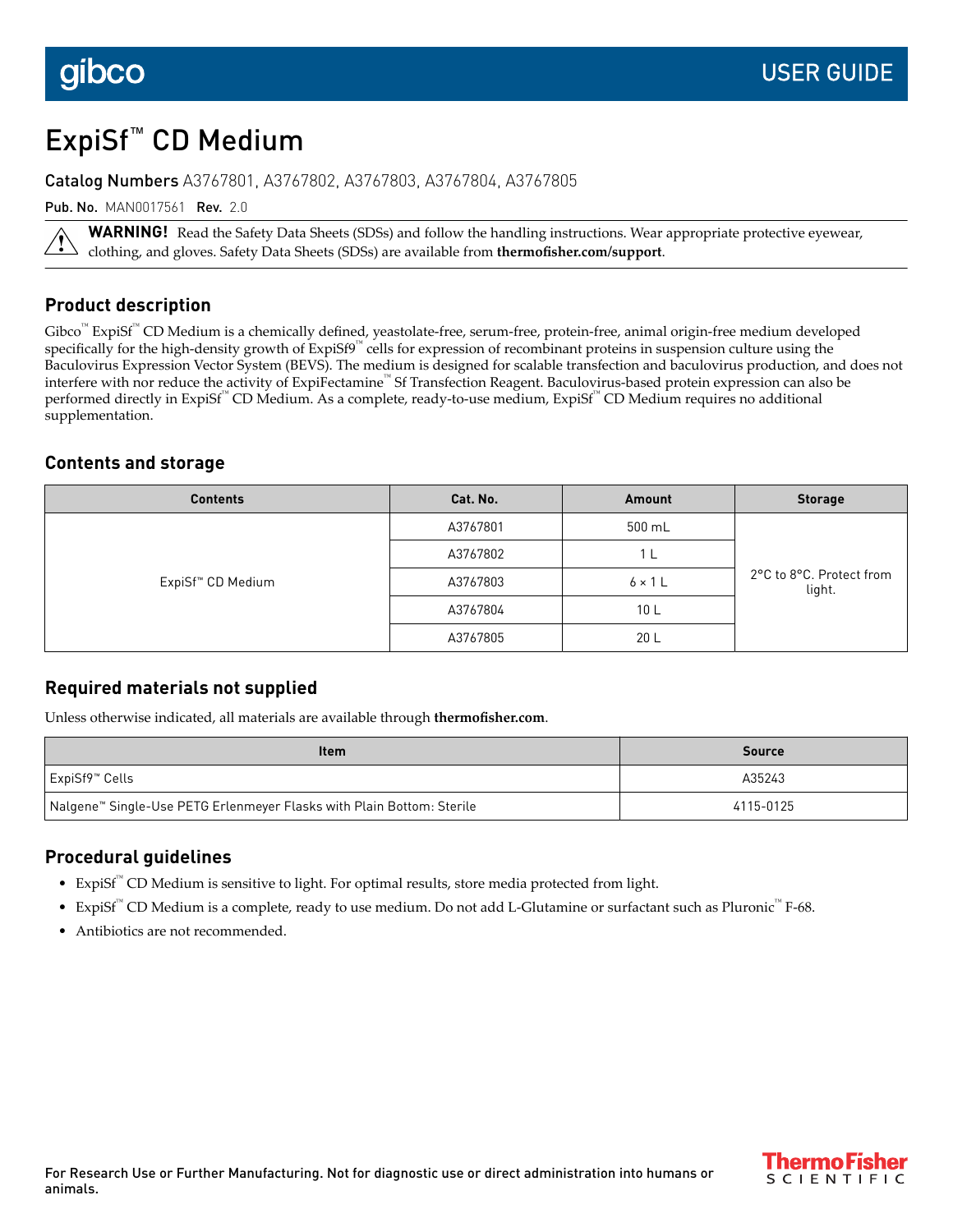gibco USER GUIDE

# ExpiSf™ CD Medium

**Catalog Numbers** A3767801, A3767802, A3767803, A3767804, A3767805

**Pub. No.** MAN0017561 **Rev.** 2.0

> ⚠ **WARNING!** Read the Safety Data Sheets (SDSs) and follow the handling instructions. Wear appropriate protective eyewear, clothing, and gloves. Safety Data Sheets (SDSs) are available from **thermofisher.com/support**.

## Product description

Gibco™ ExpiSf™ CD Medium is a chemically defined, yeastolate-free, serum-free, protein-free, animal origin-free medium developed specifically for the high-density growth of ExpiSf9™ cells for expression of recombinant proteins in suspension culture using the Baculovirus Expression Vector System (BEVS). The medium is designed for scalable transfection and baculovirus production, and does not interfere with nor reduce the activity of ExpiFectamine™ Sf Transfection Reagent. Baculovirus-based protein expression can also be performed directly in ExpiSf™ CD Medium. As a complete, ready-to-use medium, ExpiSf™ CD Medium requires no additional supplementation.

## Contents and storage

| Contents | Cat. No. | Amount | Storage |
|---|---|---|---|
| ExpiSf™ CD Medium | A3767801 | 500 mL | 2°C to 8°C. Protect from light. |
| | A3767802 | 1 L | |
| | A3767803 | 6 × 1 L | |
| | A3767804 | 10 L | |
| | A3767805 | 20 L | |

## Required materials not supplied

Unless otherwise indicated, all materials are available through **thermofisher.com**.

| Item | Source |
|---|---|
| ExpiSf9™ Cells | A35243 |
| Nalgene™ Single-Use PETG Erlenmeyer Flasks with Plain Bottom: Sterile | 4115-0125 |

## Procedural guidelines

- ExpiSf™ CD Medium is sensitive to light. For optimal results, store media protected from light.
- ExpiSf™ CD Medium is a complete, ready to use medium. Do not add L-Glutamine or surfactant such as Pluronic™ F-68.
- Antibiotics are not recommended.

For Research Use or Further Manufacturing. Not for diagnostic use or direct administration into humans or animals.

ThermoFisher SCIENTIFIC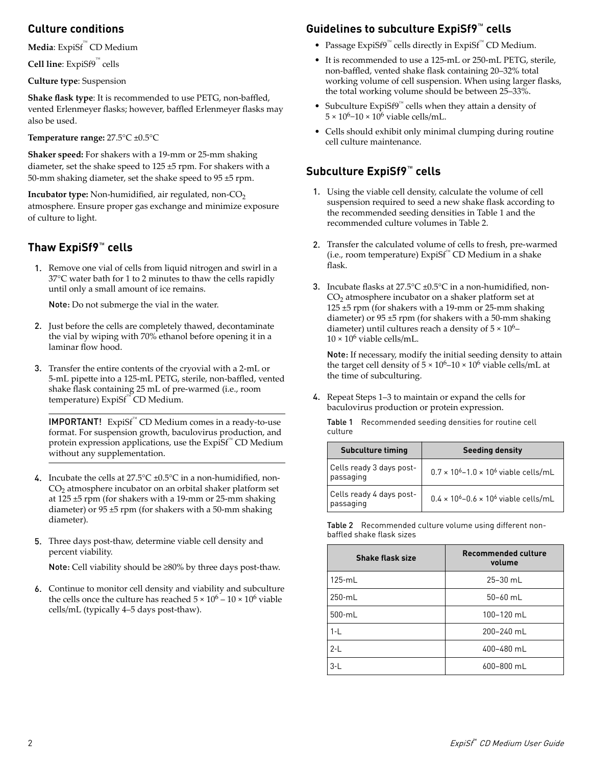## Culture conditions

**Media**: ExpiSf™ CD Medium

**Cell line**: ExpiSf9™ cells

**Culture type**: Suspension

**Shake flask type**: It is recommended to use PETG, non-baffled, vented Erlenmeyer flasks; however, baffled Erlenmeyer flasks may also be used.

**Temperature range:** 27.5°C ±0.5°C

**Shaker speed:** For shakers with a 19-mm or 25-mm shaking diameter, set the shake speed to 125 ±5 rpm. For shakers with a 50-mm shaking diameter, set the shake speed to 95 ±5 rpm.

**Incubator type:** Non-humidified, air regulated, non-$CO_2$ atmosphere. Ensure proper gas exchange and minimize exposure of culture to light.

## Thaw ExpiSf9™ cells

1. Remove one vial of cells from liquid nitrogen and swirl in a 37°C water bath for 1 to 2 minutes to thaw the cells rapidly until only a small amount of ice remains.

   **Note:** Do not submerge the vial in the water.

2. Just before the cells are completely thawed, decontaminate the vial by wiping with 70% ethanol before opening it in a laminar flow hood.

3. Transfer the entire contents of the cryovial with a 2-mL or 5-mL pipette into a 125-mL PETG, sterile, non-baffled, vented shake flask containing 25 mL of pre-warmed (i.e., room temperature) ExpiSf™ CD Medium.

   **IMPORTANT!** ExpiSf™ CD Medium comes in a ready-to-use format. For suspension growth, baculovirus production, and protein expression applications, use the ExpiSf™ CD Medium without any supplementation.

4. Incubate the cells at 27.5°C ±0.5°C in a non-humidified, non-$CO_2$ atmosphere incubator on an orbital shaker platform set at 125 ±5 rpm (for shakers with a 19-mm or 25-mm shaking diameter) or 95 ±5 rpm (for shakers with a 50-mm shaking diameter).

5. Three days post-thaw, determine viable cell density and percent viability.

   **Note:** Cell viability should be ≥80% by three days post-thaw.

6. Continue to monitor cell density and viability and subculture the cells once the culture has reached $5 \times 10^6 - 10 \times 10^6$ viable cells/mL (typically 4–5 days post-thaw).

## Guidelines to subculture ExpiSf9™ cells

- Passage ExpiSf9™ cells directly in ExpiSf™ CD Medium.
- It is recommended to use a 125-mL or 250-mL PETG, sterile, non-baffled, vented shake flask containing 20–32% total working volume of cell suspension. When using larger flasks, the total working volume should be between 25–33%.
- Subculture ExpiSf9™ cells when they attain a density of $5 \times 10^6$–$10 \times 10^6$ viable cells/mL.
- Cells should exhibit only minimal clumping during routine cell culture maintenance.

## Subculture ExpiSf9™ cells

1. Using the viable cell density, calculate the volume of cell suspension required to seed a new shake flask according to the recommended seeding densities in Table 1 and the recommended culture volumes in Table 2.

2. Transfer the calculated volume of cells to fresh, pre-warmed (i.e., room temperature) ExpiSf™ CD Medium in a shake flask.

3. Incubate flasks at 27.5°C ±0.5°C in a non-humidified, non-$CO_2$ atmosphere incubator on a shaker platform set at 125 ±5 rpm (for shakers with a 19-mm or 25-mm shaking diameter) or 95 ±5 rpm (for shakers with a 50-mm shaking diameter) until cultures reach a density of $5 \times 10^6$–$10 \times 10^6$ viable cells/mL.

   **Note:** If necessary, modify the initial seeding density to attain the target cell density of $5 \times 10^6$–$10 \times 10^6$ viable cells/mL at the time of subculturing.

4. Repeat Steps 1–3 to maintain or expand the cells for baculovirus production or protein expression.

Table 1 Recommended seeding densities for routine cell culture

| Subculture timing | Seeding density |
|---|---|
| Cells ready 3 days post-passaging | $0.7 \times 10^6$–$1.0 \times 10^6$ viable cells/mL |
| Cells ready 4 days post-passaging | $0.4 \times 10^6$–$0.6 \times 10^6$ viable cells/mL |

Table 2 Recommended culture volume using different non-baffled shake flask sizes

| Shake flask size | Recommended culture volume |
|---|---|
| 125-mL | 25–30 mL |
| 250-mL | 50–60 mL |
| 500-mL | 100–120 mL |
| 1-L | 200–240 mL |
| 2-L | 400–480 mL |
| 3-L | 600–800 mL |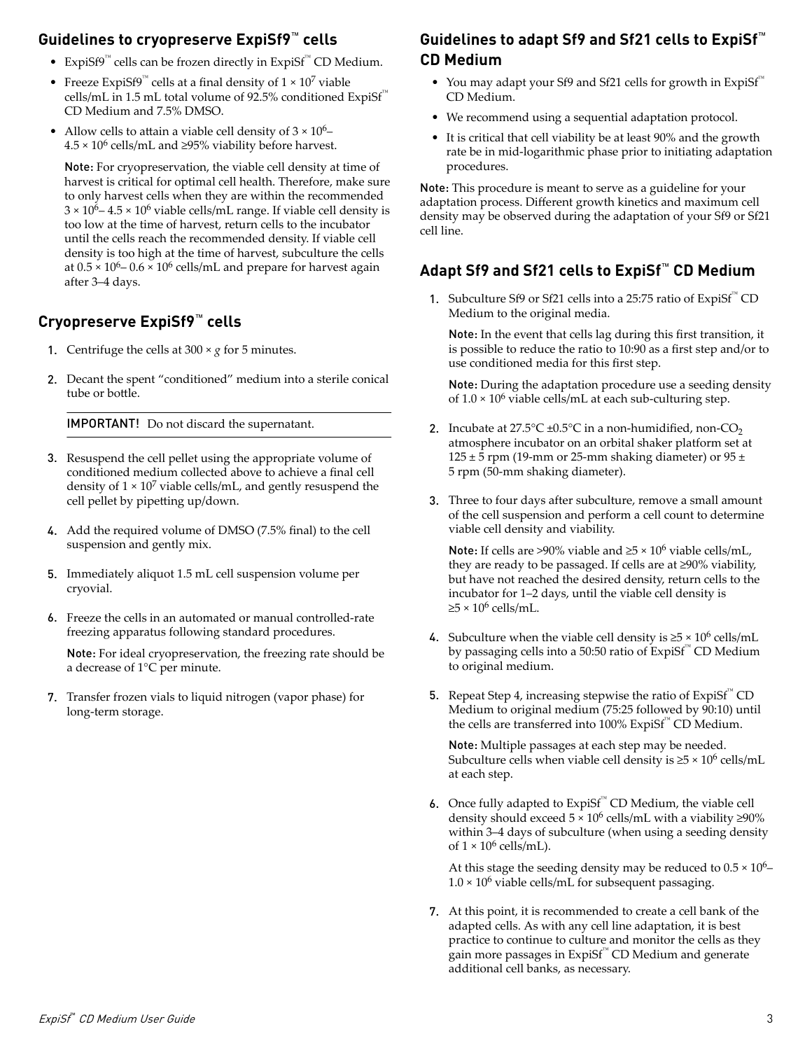## Guidelines to cryopreserve ExpiSf9™ cells

- ExpiSf9™ cells can be frozen directly in ExpiSf™ CD Medium.
- Freeze ExpiSf9™ cells at a final density of $1 \times 10^7$ viable cells/mL in 1.5 mL total volume of 92.5% conditioned ExpiSf™ CD Medium and 7.5% DMSO.
- Allow cells to attain a viable cell density of $3 \times 10^6$–$4.5 \times 10^6$ cells/mL and ≥95% viability before harvest.

  **Note:** For cryopreservation, the viable cell density at time of harvest is critical for optimal cell health. Therefore, make sure to only harvest cells when they are within the recommended $3 \times 10^6$– $4.5 \times 10^6$ viable cells/mL range. If viable cell density is too low at the time of harvest, return cells to the incubator until the cells reach the recommended density. If viable cell density is too high at the time of harvest, subculture the cells at $0.5 \times 10^6$– $0.6 \times 10^6$ cells/mL and prepare for harvest again after 3–4 days.

## Cryopreserve ExpiSf9™ cells

1. Centrifuge the cells at 300 × *g* for 5 minutes.
2. Decant the spent "conditioned" medium into a sterile conical tube or bottle.

   **IMPORTANT!** Do not discard the supernatant.

3. Resuspend the cell pellet using the appropriate volume of conditioned medium collected above to achieve a final cell density of $1 \times 10^7$ viable cells/mL, and gently resuspend the cell pellet by pipetting up/down.
4. Add the required volume of DMSO (7.5% final) to the cell suspension and gently mix.
5. Immediately aliquot 1.5 mL cell suspension volume per cryovial.
6. Freeze the cells in an automated or manual controlled-rate freezing apparatus following standard procedures.

   **Note:** For ideal cryopreservation, the freezing rate should be a decrease of 1°C per minute.

7. Transfer frozen vials to liquid nitrogen (vapor phase) for long-term storage.

## Guidelines to adapt Sf9 and Sf21 cells to ExpiSf™ CD Medium

- You may adapt your Sf9 and Sf21 cells for growth in ExpiSf™ CD Medium.
- We recommend using a sequential adaptation protocol.
- It is critical that cell viability be at least 90% and the growth rate be in mid-logarithmic phase prior to initiating adaptation procedures.

**Note:** This procedure is meant to serve as a guideline for your adaptation process. Different growth kinetics and maximum cell density may be observed during the adaptation of your Sf9 or Sf21 cell line.

## Adapt Sf9 and Sf21 cells to ExpiSf™ CD Medium

1. Subculture Sf9 or Sf21 cells into a 25:75 ratio of ExpiSf™ CD Medium to the original media.

   **Note:** In the event that cells lag during this first transition, it is possible to reduce the ratio to 10:90 as a first step and/or to use conditioned media for this first step.

   **Note:** During the adaptation procedure use a seeding density of $1.0 \times 10^6$ viable cells/mL at each sub-culturing step.

2. Incubate at 27.5°C ±0.5°C in a non-humidified, non-$CO_2$ atmosphere incubator on an orbital shaker platform set at 125 ± 5 rpm (19-mm or 25-mm shaking diameter) or 95 ± 5 rpm (50-mm shaking diameter).
3. Three to four days after subculture, remove a small amount of the cell suspension and perform a cell count to determine viable cell density and viability.

   **Note:** If cells are >90% viable and $\geq 5 \times 10^6$ viable cells/mL, they are ready to be passaged. If cells are at ≥90% viability, but have not reached the desired density, return cells to the incubator for 1–2 days, until the viable cell density is $\geq 5 \times 10^6$ cells/mL.

4. Subculture when the viable cell density is $\geq 5 \times 10^6$ cells/mL by passaging cells into a 50:50 ratio of ExpiSf™ CD Medium to original medium.
5. Repeat Step 4, increasing stepwise the ratio of ExpiSf™ CD Medium to original medium (75:25 followed by 90:10) until the cells are transferred into 100% ExpiSf™ CD Medium.

   **Note:** Multiple passages at each step may be needed. Subculture cells when viable cell density is $\geq 5 \times 10^6$ cells/mL at each step.

6. Once fully adapted to ExpiSf™ CD Medium, the viable cell density should exceed $5 \times 10^6$ cells/mL with a viability ≥90% within 3–4 days of subculture (when using a seeding density of $1 \times 10^6$ cells/mL).

   At this stage the seeding density may be reduced to $0.5 \times 10^6$–$1.0 \times 10^6$ viable cells/mL for subsequent passaging.

7. At this point, it is recommended to create a cell bank of the adapted cells. As with any cell line adaptation, it is best practice to continue to culture and monitor the cells as they gain more passages in ExpiSf™ CD Medium and generate additional cell banks, as necessary.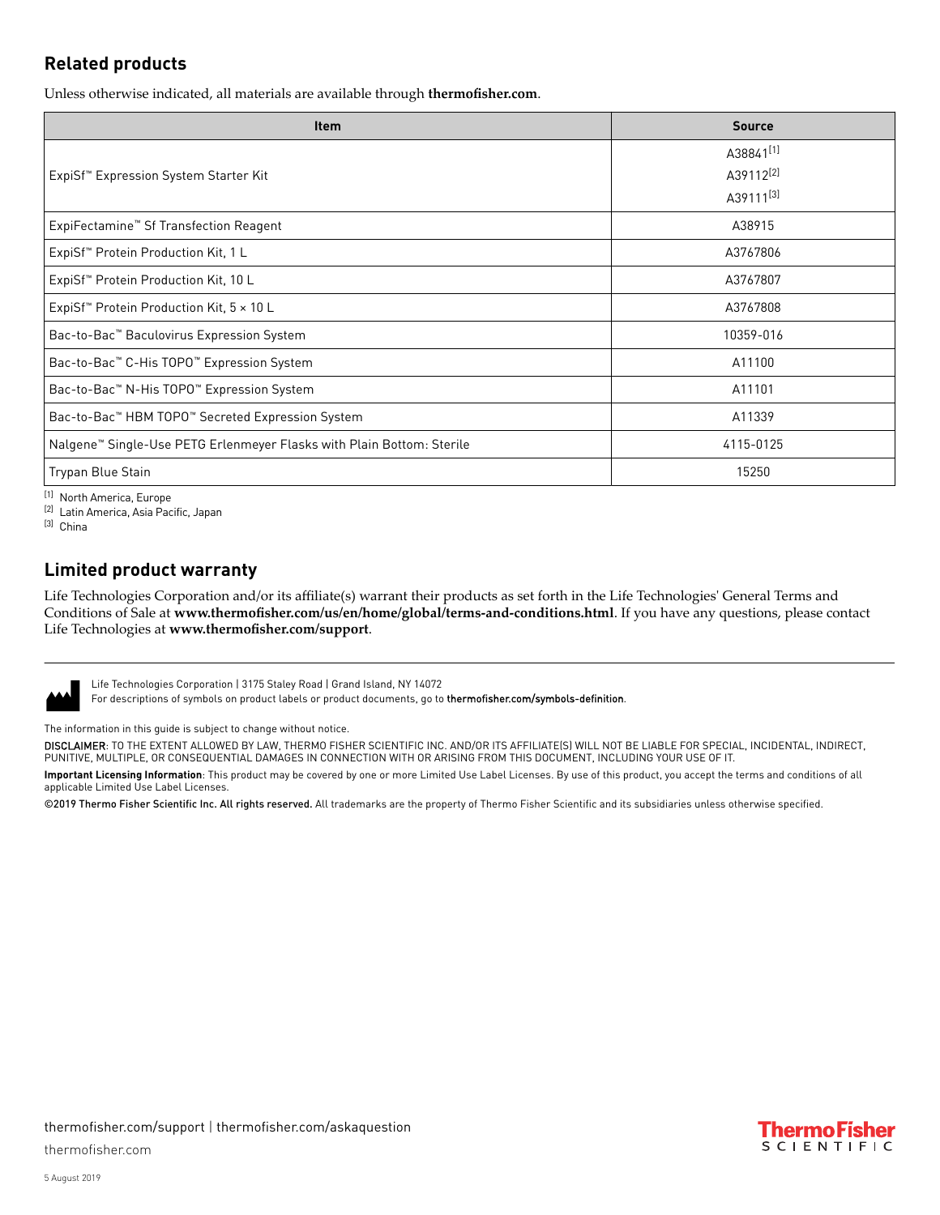## Related products

Unless otherwise indicated, all materials are available through **thermofisher.com**.

| Item | Source |
| --- | --- |
| ExpiSf™ Expression System Starter Kit | A38841[1]<br>A39112[2]<br>A39111[3] |
| ExpiFectamine™ Sf Transfection Reagent | A38915 |
| ExpiSf™ Protein Production Kit, 1 L | A3767806 |
| ExpiSf™ Protein Production Kit, 10 L | A3767807 |
| ExpiSf™ Protein Production Kit, 5 × 10 L | A3767808 |
| Bac-to-Bac™ Baculovirus Expression System | 10359-016 |
| Bac-to-Bac™ C-His TOPO™ Expression System | A11100 |
| Bac-to-Bac™ N-His TOPO™ Expression System | A11101 |
| Bac-to-Bac™ HBM TOPO™ Secreted Expression System | A11339 |
| Nalgene™ Single-Use PETG Erlenmeyer Flasks with Plain Bottom: Sterile | 4115-0125 |
| Trypan Blue Stain | 15250 |

[1] North America, Europe
[2] Latin America, Asia Pacific, Japan
[3] China

## Limited product warranty

Life Technologies Corporation and/or its affiliate(s) warrant their products as set forth in the Life Technologies' General Terms and Conditions of Sale at **www.thermofisher.com/us/en/home/global/terms-and-conditions.html**. If you have any questions, please contact Life Technologies at **www.thermofisher.com/support**.

Life Technologies Corporation | 3175 Staley Road | Grand Island, NY 14072
For descriptions of symbols on product labels or product documents, go to thermofisher.com/symbols-definition.

The information in this guide is subject to change without notice.

DISCLAIMER: TO THE EXTENT ALLOWED BY LAW, THERMO FISHER SCIENTIFIC INC. AND/OR ITS AFFILIATE(S) WILL NOT BE LIABLE FOR SPECIAL, INCIDENTAL, INDIRECT, PUNITIVE, MULTIPLE, OR CONSEQUENTIAL DAMAGES IN CONNECTION WITH OR ARISING FROM THIS DOCUMENT, INCLUDING YOUR USE OF IT.

**Important Licensing Information**: This product may be covered by one or more Limited Use Label Licenses. By use of this product, you accept the terms and conditions of all applicable Limited Use Label Licenses.

**©2019 Thermo Fisher Scientific Inc. All rights reserved.** All trademarks are the property of Thermo Fisher Scientific and its subsidiaries unless otherwise specified.

thermofisher.com/support | thermofisher.com/askaquestion

thermofisher.com

5 August 2019